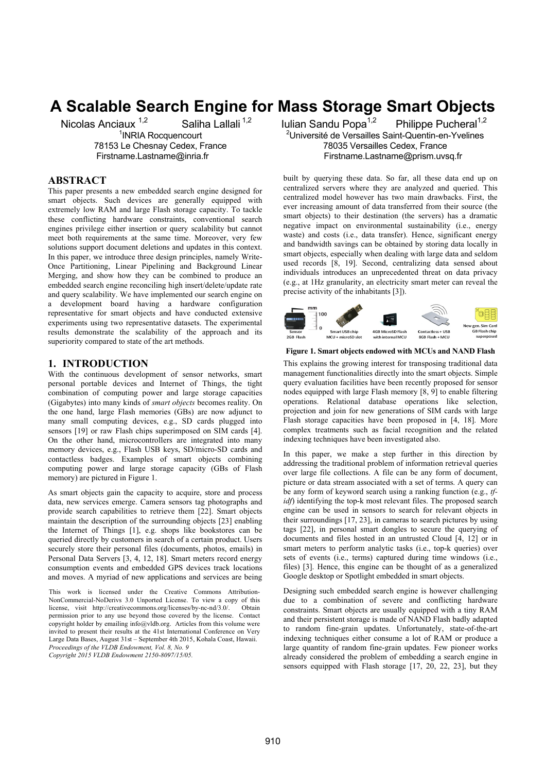# A Scalable Search Engine for Mass Storage Smart Objects

Nicolas Anciaux [1,2] Saliha Lallali [1,2] Iulian Sandu Popa[1,2] Philippe Pucheral[1,2]

[1]INRIA Rocquencourt
78153 Le Chesnay Cedex, France
Firstname.Lastname@inria.fr

[2]Université de Versailles Saint-Quentin-en-Yvelines
78035 Versailles Cedex, France
Firstname.Lastname@prism.uvsq.fr

## ABSTRACT

This paper presents a new embedded search engine designed for smart objects. Such devices are generally equipped with extremely low RAM and large Flash storage capacity. To tackle these conflicting hardware constraints, conventional search engines privilege either insertion or query scalability but cannot meet both requirements at the same time. Moreover, very few solutions support document deletions and updates in this context. In this paper, we introduce three design principles, namely Write-Once Partitioning, Linear Pipelining and Background Linear Merging, and show how they can be combined to produce an embedded search engine reconciling high insert/delete/update rate and query scalability. We have implemented our search engine on a development board having a hardware configuration representative for smart objects and have conducted extensive experiments using two representative datasets. The experimental results demonstrate the scalability of the approach and its superiority compared to state of the art methods.

## 1. INTRODUCTION

With the continuous development of sensor networks, smart personal portable devices and Internet of Things, the tight combination of computing power and large storage capacities (Gigabytes) into many kinds of *smart objects* becomes reality. On the one hand, large Flash memories (GBs) are now adjunct to many small computing devices, e.g., SD cards plugged into sensors [19] or raw Flash chips superimposed on SIM cards [4]. On the other hand, microcontrollers are integrated into many memory devices, e.g., Flash USB keys, SD/micro-SD cards and contactless badges. Examples of smart objects combining computing power and large storage capacity (GBs of Flash memory) are pictured in Figure 1.

As smart objects gain the capacity to acquire, store and process data, new services emerge. Camera sensors tag photographs and provide search capabilities to retrieve them [22]. Smart objects maintain the description of the surrounding objects [23] enabling the Internet of Things [1], e.g. shops like bookstores can be queried directly by customers in search of a certain product. Users securely store their personal files (documents, photos, emails) in Personal Data Servers [3, 4, 12, 18]. Smart meters record energy consumption events and embedded GPS devices track locations and moves. A myriad of new applications and services are being built by querying these data. So far, all these data end up on centralized servers where they are analyzed and queried. This centralized model however has two main drawbacks. First, the ever increasing amount of data transferred from their source (the smart objects) to their destination (the servers) has a dramatic negative impact on environmental sustainability (i.e., energy waste) and costs (i.e., data transfer). Hence, significant energy and bandwidth savings can be obtained by storing data locally in smart objects, especially when dealing with large data and seldom used records [8, 19]. Second, centralizing data sensed about individuals introduces an unprecedented threat on data privacy (e.g., at 1Hz granularity, an electricity smart meter can reveal the precise activity of the inhabitants [3]).

mm
100
0
Sensor 2GB Flash
Smart USB chip MCU + microSD slot
4GB MicroSD Flash with internal MCU
Contactless + USB 8GB Flash + MCU
New gen. Sim Card GB Flash chip superposed

**Figure 1. Smart objects endowed with MCUs and NAND Flash**

This explains the growing interest for transposing traditional data management functionalities directly into the smart objects. Simple query evaluation facilities have been recently proposed for sensor nodes equipped with large Flash memory [8, 9] to enable filtering operations. Relational database operations like selection, projection and join for new generations of SIM cards with large Flash storage capacities have been proposed in [4, 18]. More complex treatments such as facial recognition and the related indexing techniques have been investigated also.

In this paper, we make a step further in this direction by addressing the traditional problem of information retrieval queries over large file collections. A file can be any form of document, picture or data stream associated with a set of terms. A query can be any form of keyword search using a ranking function (e.g., *tf-idf*) identifying the top-k most relevant files. The proposed search engine can be used in sensors to search for relevant objects in their surroundings [17, 23], in cameras to search pictures by using tags [22], in personal smart dongles to secure the querying of documents and files hosted in an untrusted Cloud [4, 12] or in smart meters to perform analytic tasks (i.e., top-k queries) over sets of events (i.e., terms) captured during time windows (i.e., files) [3]. Hence, this engine can be thought of as a generalized Google desktop or Spotlight embedded in smart objects.

Designing such embedded search engine is however challenging due to a combination of severe and conflicting hardware constraints. Smart objects are usually equipped with a tiny RAM and their persistent storage is made of NAND Flash badly adapted to random fine-grain updates. Unfortunately, state-of-the-art indexing techniques either consume a lot of RAM or produce a large quantity of random fine-grain updates. Few pioneer works already considered the problem of embedding a search engine in sensors equipped with Flash storage [17, 20, 22, 23], but they

This work is licensed under the Creative Commons Attribution-NonCommercial-NoDerivs 3.0 Unported License. To view a copy of this license, visit http://creativecommons.org/licenses/by-nc-nd/3.0/. Obtain permission prior to any use beyond those covered by the license. Contact copyright holder by emailing info@vldb.org. Articles from this volume were invited to present their results at the 41st International Conference on Very Large Data Bases, August 31st – September 4th 2015, Kohala Coast, Hawaii.
*Proceedings of the VLDB Endowment, Vol. 8, No. 9*
*Copyright 2015 VLDB Endowment 2150-8097/15/05.*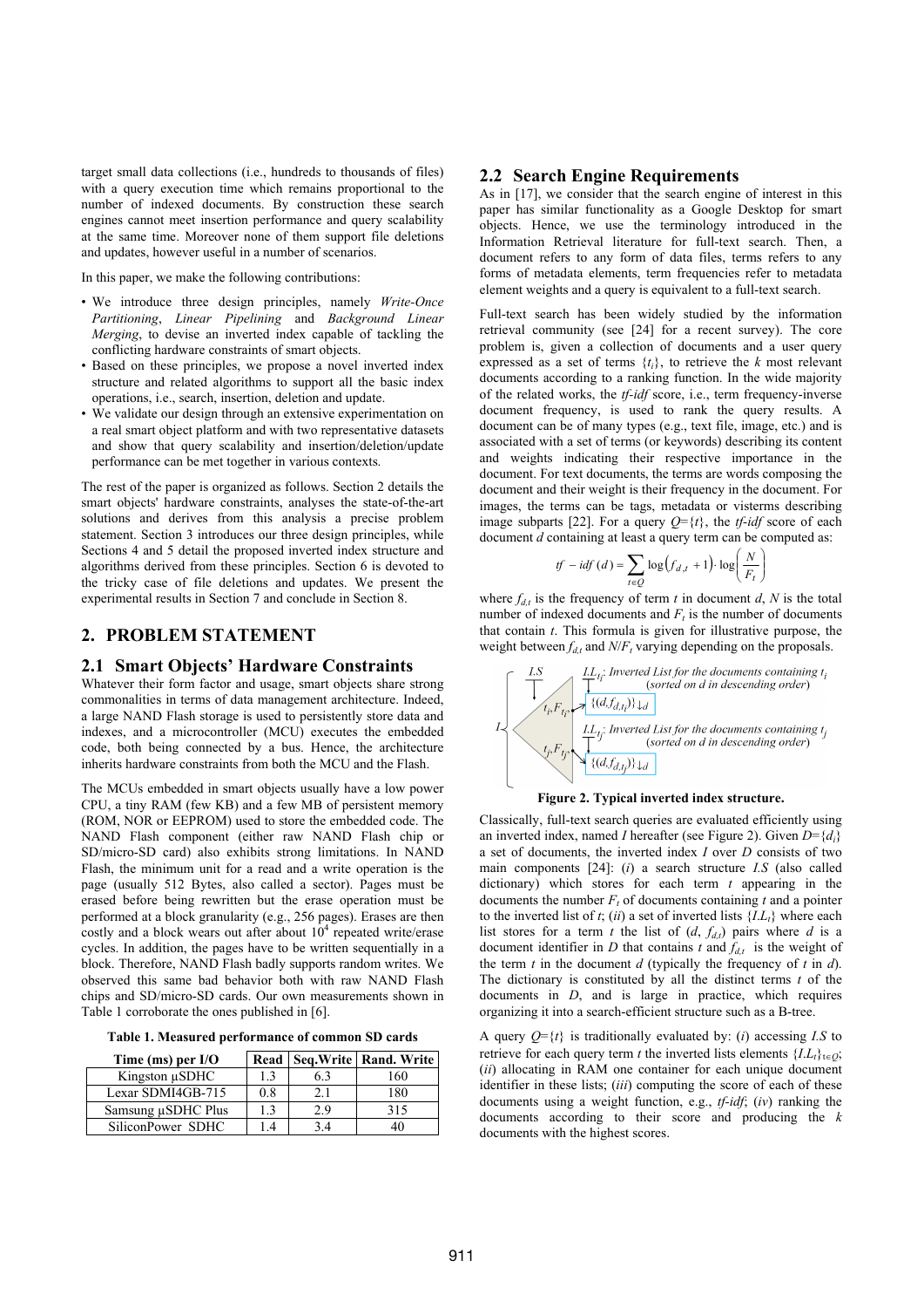target small data collections (i.e., hundreds to thousands of files) with a query execution time which remains proportional to the number of indexed documents. By construction these search engines cannot meet insertion performance and query scalability at the same time. Moreover none of them support file deletions and updates, however useful in a number of scenarios.

In this paper, we make the following contributions:

- We introduce three design principles, namely *Write-Once Partitioning*, *Linear Pipelining* and *Background Linear Merging*, to devise an inverted index capable of tackling the conflicting hardware constraints of smart objects.
- Based on these principles, we propose a novel inverted index structure and related algorithms to support all the basic index operations, i.e., search, insertion, deletion and update.
- We validate our design through an extensive experimentation on a real smart object platform and with two representative datasets and show that query scalability and insertion/deletion/update performance can be met together in various contexts.

The rest of the paper is organized as follows. Section 2 details the smart objects' hardware constraints, analyses the state-of-the-art solutions and derives from this analysis a precise problem statement. Section 3 introduces our three design principles, while Sections 4 and 5 detail the proposed inverted index structure and algorithms derived from these principles. Section 6 is devoted to the tricky case of file deletions and updates. We present the experimental results in Section 7 and conclude in Section 8.

## 2. PROBLEM STATEMENT

### 2.1 Smart Objects' Hardware Constraints

Whatever their form factor and usage, smart objects share strong commonalities in terms of data management architecture. Indeed, a large NAND Flash storage is used to persistently store data and indexes, and a microcontroller (MCU) executes the embedded code, both being connected by a bus. Hence, the architecture inherits hardware constraints from both the MCU and the Flash.

The MCUs embedded in smart objects usually have a low power CPU, a tiny RAM (few KB) and a few MB of persistent memory (ROM, NOR or EEPROM) used to store the embedded code. The NAND Flash component (either raw NAND Flash chip or SD/micro-SD card) also exhibits strong limitations. In NAND Flash, the minimum unit for a read and a write operation is the page (usually 512 Bytes, also called a sector). Pages must be erased before being rewritten but the erase operation must be performed at a block granularity (e.g., 256 pages). Erases are then costly and a block wears out after about $10^4$ repeated write/erase cycles. In addition, the pages have to be written sequentially in a block. Therefore, NAND Flash badly supports random writes. We observed this same bad behavior both with raw NAND Flash chips and SD/micro-SD cards. Our own measurements shown in Table 1 corroborate the ones published in [6].

**Table 1. Measured performance of common SD cards**

| Time (ms) per I/O | Read | Seq.Write | Rand. Write |
|---|---|---|---|
| Kingston µSDHC | 1.3 | 6.3 | 160 |
| Lexar SDMI4GB-715 | 0.8 | 2.1 | 180 |
| Samsung µSDHC Plus | 1.3 | 2.9 | 315 |
| SiliconPower SDHC | 1.4 | 3.4 | 40 |

### 2.2 Search Engine Requirements

As in [17], we consider that the search engine of interest in this paper has similar functionality as a Google Desktop for smart objects. Hence, we use the terminology introduced in the Information Retrieval literature for full-text search. Then, a document refers to any form of data files, terms refers to any forms of metadata elements, term frequencies refer to metadata element weights and a query is equivalent to a full-text search.

Full-text search has been widely studied by the information retrieval community (see [24] for a recent survey). The core problem is, given a collection of documents and a user query expressed as a set of terms $\{t_i\}$, to retrieve the $k$ most relevant documents according to a ranking function. In the wide majority of the related works, the *tf-idf* score, i.e., term frequency-inverse document frequency, is used to rank the query results. A document can be of many types (e.g., text file, image, etc.) and is associated with a set of terms (or keywords) describing its content and weights indicating their respective importance in the document. For text documents, the terms are words composing the document and their weight is their frequency in the document. For images, the terms can be tags, metadata or visterms describing image subparts [22]. For a query $Q=\{t\}$, the *tf-idf* score of each document $d$ containing at least a query term can be computed as:

$$tf-idf(d) = \sum_{t \in Q} \log\left(f_{d,t}+1\right) \cdot \log\left(\frac{N}{F_t}\right)$$

where $f_{d,t}$ is the frequency of term $t$ in document $d$, $N$ is the total number of indexed documents and $F_t$ is the number of documents that contain $t$. This formula is given for illustrative purpose, the weight between $f_{d,t}$ and $N/F_t$ varying depending on the proposals.

I.S

$I.L_{t_i}$: Inverted List for the documents containing $t_i$ (sorted on d in descending order)

$t_i, F_{t_i}$

$\{(d, f_{d,t_i})\}\downarrow_d$

I

$I.L_{t_j}$: Inverted List for the documents containing $t_j$ (sorted on d in descending order)

$t_j, F_{t_j}$

$\{(d, f_{d,t_j})\}\downarrow_d$

**Figure 2. Typical inverted index structure.**

Classically, full-text search queries are evaluated efficiently using an inverted index, named $I$ hereafter (see Figure 2). Given $D=\{d_i\}$ a set of documents, the inverted index $I$ over $D$ consists of two main components [24]: (*i*) a search structure $I.S$ (also called dictionary) which stores for each term $t$ appearing in the documents the number $F_t$ of documents containing $t$ and a pointer to the inverted list of $t$; (*ii*) a set of inverted lists $\{I.L_t\}$ where each list stores for a term $t$ the list of ($d$, $f_{d,t}$) pairs where $d$ is a document identifier in $D$ that contains $t$ and $f_{d,t}$ is the weight of the term $t$ in the document $d$ (typically the frequency of $t$ in $d$). The dictionary is constituted by all the distinct terms $t$ of the documents in $D$, and is large in practice, which requires organizing it into a search-efficient structure such as a B-tree.

A query $Q=\{t\}$ is traditionally evaluated by: (*i*) accessing $I.S$ to retrieve for each query term $t$ the inverted lists elements $\{I.L_t\}_{t \in Q}$; (*ii*) allocating in RAM one container for each unique document identifier in these lists; (*iii*) computing the score of each of these documents using a weight function, e.g., *tf-idf*; (*iv*) ranking the documents according to their score and producing the $k$ documents with the highest scores.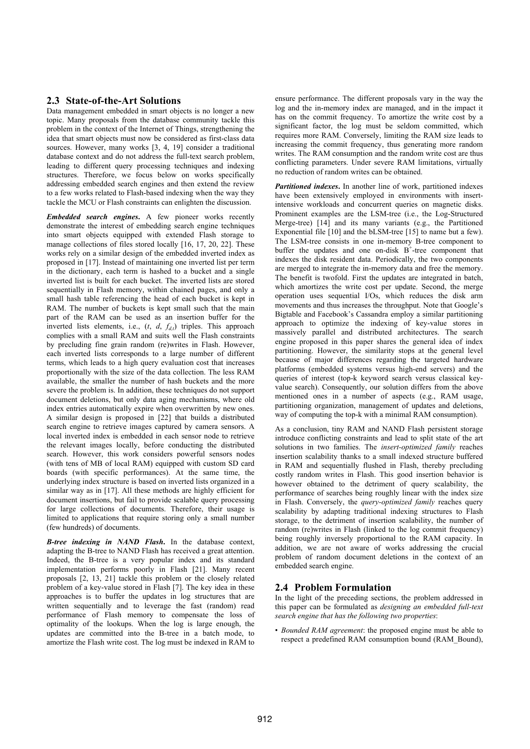## 2.3 State-of-the-Art Solutions

Data management embedded in smart objects is no longer a new topic. Many proposals from the database community tackle this problem in the context of the Internet of Things, strengthening the idea that smart objects must now be considered as first-class data sources. However, many works [3, 4, 19] consider a traditional database context and do not address the full-text search problem, leading to different query processing techniques and indexing structures. Therefore, we focus below on works specifically addressing embedded search engines and then extend the review to a few works related to Flash-based indexing when the way they tackle the MCU or Flash constraints can enlighten the discussion.

***Embedded search engines***. A few pioneer works recently demonstrate the interest of embedding search engine techniques into smart objects equipped with extended Flash storage to manage collections of files stored locally [16, 17, 20, 22]. These works rely on a similar design of the embedded inverted index as proposed in [17]. Instead of maintaining one inverted list per term in the dictionary, each term is hashed to a bucket and a single inverted list is built for each bucket. The inverted lists are stored sequentially in Flash memory, within chained pages, and only a small hash table referencing the head of each bucket is kept in RAM. The number of buckets is kept small such that the main part of the RAM can be used as an insertion buffer for the inverted lists elements, i.e., ($t$, $d$, $f_{d,t}$) triples. This approach complies with a small RAM and suits well the Flash constraints by precluding fine grain random (re)writes in Flash. However, each inverted lists corresponds to a large number of different terms, which leads to a high query evaluation cost that increases proportionally with the size of the data collection. The less RAM available, the smaller the number of hash buckets and the more severe the problem is. In addition, these techniques do not support document deletions, but only data aging mechanisms, where old index entries automatically expire when overwritten by new ones. A similar design is proposed in [22] that builds a distributed search engine to retrieve images captured by camera sensors. A local inverted index is embedded in each sensor node to retrieve the relevant images locally, before conducting the distributed search. However, this work considers powerful sensors nodes (with tens of MB of local RAM) equipped with custom SD card boards (with specific performances). At the same time, the underlying index structure is based on inverted lists organized in a similar way as in [17]. All these methods are highly efficient for document insertions, but fail to provide scalable query processing for large collections of documents. Therefore, their usage is limited to applications that require storing only a small number (few hundreds) of documents.

***B-tree indexing in NAND Flash***. In the database context, adapting the B-tree to NAND Flash has received a great attention. Indeed, the B-tree is a very popular index and its standard implementation performs poorly in Flash [21]. Many recent proposals [2, 13, 21] tackle this problem or the closely related problem of a key-value stored in Flash [7]. The key idea in these approaches is to buffer the updates in log structures that are written sequentially and to leverage the fast (random) read performance of Flash memory to compensate the loss of optimality of the lookups. When the log is large enough, the updates are committed into the B-tree in a batch mode, to amortize the Flash write cost. The log must be indexed in RAM to ensure performance. The different proposals vary in the way the log and the in-memory index are managed, and in the impact it has on the commit frequency. To amortize the write cost by a significant factor, the log must be seldom committed, which requires more RAM. Conversely, limiting the RAM size leads to increasing the commit frequency, thus generating more random writes. The RAM consumption and the random write cost are thus conflicting parameters. Under severe RAM limitations, virtually no reduction of random writes can be obtained.

***Partitioned indexes***. In another line of work, partitioned indexes have been extensively employed in environments with insert-intensive workloads and concurrent queries on magnetic disks. Prominent examples are the LSM-tree (i.e., the Log-Structured Merge-tree) [14] and its many variants (e.g., the Partitioned Exponential file [10] and the bLSM-tree [15] to name but a few). The LSM-tree consists in one in-memory B-tree component to buffer the updates and one on-disk $B^+$-tree component that indexes the disk resident data. Periodically, the two components are merged to integrate the in-memory data and free the memory. The benefit is twofold. First the updates are integrated in batch, which amortizes the write cost per update. Second, the merge operation uses sequential I/Os, which reduces the disk arm movements and thus increases the throughput. Note that Google's Bigtable and Facebook's Cassandra employ a similar partitioning approach to optimize the indexing of key-value stores in massively parallel and distributed architectures. The search engine proposed in this paper shares the general idea of index partitioning. However, the similarity stops at the general level because of major differences regarding the targeted hardware platforms (embedded systems versus high-end servers) and the queries of interest (top-k keyword search versus classical key-value search). Consequently, our solution differs from the above mentioned ones in a number of aspects (e.g., RAM usage, partitioning organization, management of updates and deletions, way of computing the top-k with a minimal RAM consumption).

As a conclusion, tiny RAM and NAND Flash persistent storage introduce conflicting constraints and lead to split state of the art solutions in two families. The *insert-optimized family* reaches insertion scalability thanks to a small indexed structure buffered in RAM and sequentially flushed in Flash, thereby precluding costly random writes in Flash. This good insertion behavior is however obtained to the detriment of query scalability, the performance of searches being roughly linear with the index size in Flash. Conversely, the *query-optimized family* reaches query scalability by adapting traditional indexing structures to Flash storage, to the detriment of insertion scalability, the number of random (re)writes in Flash (linked to the log commit frequency) being roughly inversely proportional to the RAM capacity. In addition, we are not aware of works addressing the crucial problem of random document deletions in the context of an embedded search engine.

## 2.4 Problem Formulation

In the light of the preceding sections, the problem addressed in this paper can be formulated as *designing an embedded full-text search engine that has the following two properties*:

- *Bounded RAM agreement*: the proposed engine must be able to respect a predefined RAM consumption bound (RAM_Bound),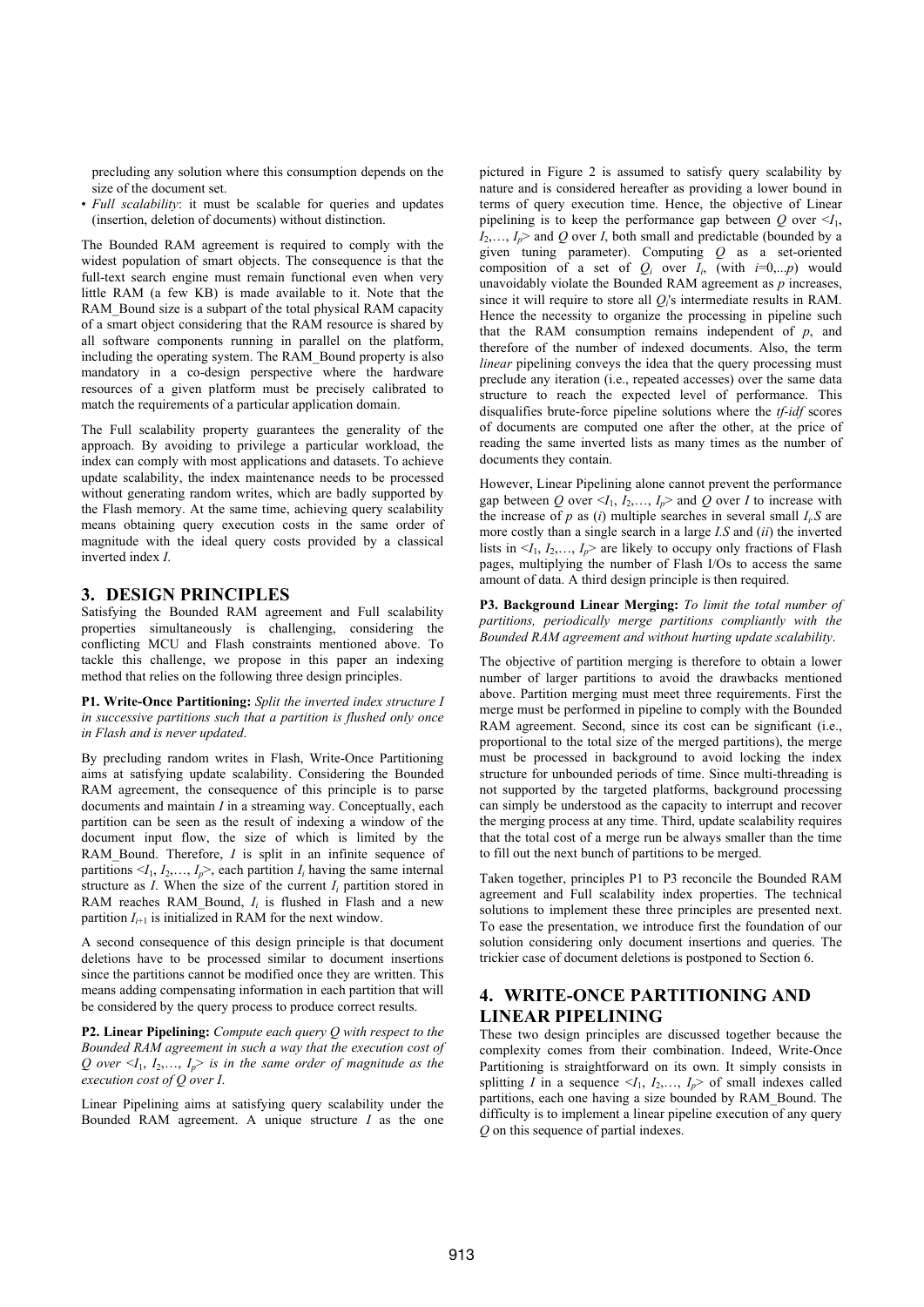precluding any solution where this consumption depends on the size of the document set.

- *Full scalability*: it must be scalable for queries and updates (insertion, deletion of documents) without distinction.

The Bounded RAM agreement is required to comply with the widest population of smart objects. The consequence is that the full-text search engine must remain functional even when very little RAM (a few KB) is made available to it. Note that the RAM_Bound size is a subpart of the total physical RAM capacity of a smart object considering that the RAM resource is shared by all software components running in parallel on the platform, including the operating system. The RAM_Bound property is also mandatory in a co-design perspective where the hardware resources of a given platform must be precisely calibrated to match the requirements of a particular application domain.

The Full scalability property guarantees the generality of the approach. By avoiding to privilege a particular workload, the index can comply with most applications and datasets. To achieve update scalability, the index maintenance needs to be processed without generating random writes, which are badly supported by the Flash memory. At the same time, achieving query scalability means obtaining query execution costs in the same order of magnitude with the ideal query costs provided by a classical inverted index $I$.

## 3. DESIGN PRINCIPLES

Satisfying the Bounded RAM agreement and Full scalability properties simultaneously is challenging, considering the conflicting MCU and Flash constraints mentioned above. To tackle this challenge, we propose in this paper an indexing method that relies on the following three design principles.

**P1. Write-Once Partitioning:** *Split the inverted index structure $I$ in successive partitions such that a partition is flushed only once in Flash and is never updated.*

By precluding random writes in Flash, Write-Once Partitioning aims at satisfying update scalability. Considering the Bounded RAM agreement, the consequence of this principle is to parse documents and maintain $I$ in a streaming way. Conceptually, each partition can be seen as the result of indexing a window of the document input flow, the size of which is limited by the RAM_Bound. Therefore, $I$ is split in an infinite sequence of partitions $<I_1, I_2,\ldots, I_p>$, each partition $I_i$ having the same internal structure as $I$. When the size of the current $I_i$ partition stored in RAM reaches RAM_Bound, $I_i$ is flushed in Flash and a new partition $I_{i+1}$ is initialized in RAM for the next window.

A second consequence of this design principle is that document deletions have to be processed similar to document insertions since the partitions cannot be modified once they are written. This means adding compensating information in each partition that will be considered by the query process to produce correct results.

**P2. Linear Pipelining:** *Compute each query $Q$ with respect to the Bounded RAM agreement in such a way that the execution cost of $Q$ over $<I_1, I_2,\ldots, I_p>$ is in the same order of magnitude as the execution cost of $Q$ over $I$.*

Linear Pipelining aims at satisfying query scalability under the Bounded RAM agreement. A unique structure $I$ as the one pictured in Figure 2 is assumed to satisfy query scalability by nature and is considered hereafter as providing a lower bound in terms of query execution time. Hence, the objective of Linear pipelining is to keep the performance gap between $Q$ over $<I_1, I_2,\ldots, I_p>$ and $Q$ over $I$, both small and predictable (bounded by a given tuning parameter). Computing $Q$ as a set-oriented composition of a set of $Q_i$ over $I_i$, (with $i$=0,...$p$) would unavoidably violate the Bounded RAM agreement as $p$ increases, since it will require to store all $Q_i$'s intermediate results in RAM. Hence the necessity to organize the processing in pipeline such that the RAM consumption remains independent of $p$, and therefore of the number of indexed documents. Also, the term *linear* pipelining conveys the idea that the query processing must preclude any iteration (i.e., repeated accesses) over the same data structure to reach the expected level of performance. This disqualifies brute-force pipeline solutions where the *tf-idf* scores of documents are computed one after the other, at the price of reading the same inverted lists as many times as the number of documents they contain.

However, Linear Pipelining alone cannot prevent the performance gap between $Q$ over $<I_1, I_2,\ldots, I_p>$ and $Q$ over $I$ to increase with the increase of $p$ as (*i*) multiple searches in several small $I_i.S$ are more costly than a single search in a large $I.S$ and (*ii*) the inverted lists in $<I_1, I_2,\ldots, I_p>$ are likely to occupy only fractions of Flash pages, multiplying the number of Flash I/Os to access the same amount of data. A third design principle is then required.

**P3. Background Linear Merging:** *To limit the total number of partitions, periodically merge partitions compliantly with the Bounded RAM agreement and without hurting update scalability*.

The objective of partition merging is therefore to obtain a lower number of larger partitions to avoid the drawbacks mentioned above. Partition merging must meet three requirements. First the merge must be performed in pipeline to comply with the Bounded RAM agreement. Second, since its cost can be significant (i.e., proportional to the total size of the merged partitions), the merge must be processed in background to avoid locking the index structure for unbounded periods of time. Since multi-threading is not supported by the targeted platforms, background processing can simply be understood as the capacity to interrupt and recover the merging process at any time. Third, update scalability requires that the total cost of a merge run be always smaller than the time to fill out the next bunch of partitions to be merged.

Taken together, principles P1 to P3 reconcile the Bounded RAM agreement and Full scalability index properties. The technical solutions to implement these three principles are presented next. To ease the presentation, we introduce first the foundation of our solution considering only document insertions and queries. The trickier case of document deletions is postponed to Section 6.

## 4. WRITE-ONCE PARTITIONING AND LINEAR PIPELINING

These two design principles are discussed together because the complexity comes from their combination. Indeed, Write-Once Partitioning is straightforward on its own. It simply consists in splitting $I$ in a sequence $<I_1, I_2,\ldots, I_p>$ of small indexes called partitions, each one having a size bounded by RAM_Bound. The difficulty is to implement a linear pipeline execution of any query $Q$ on this sequence of partial indexes.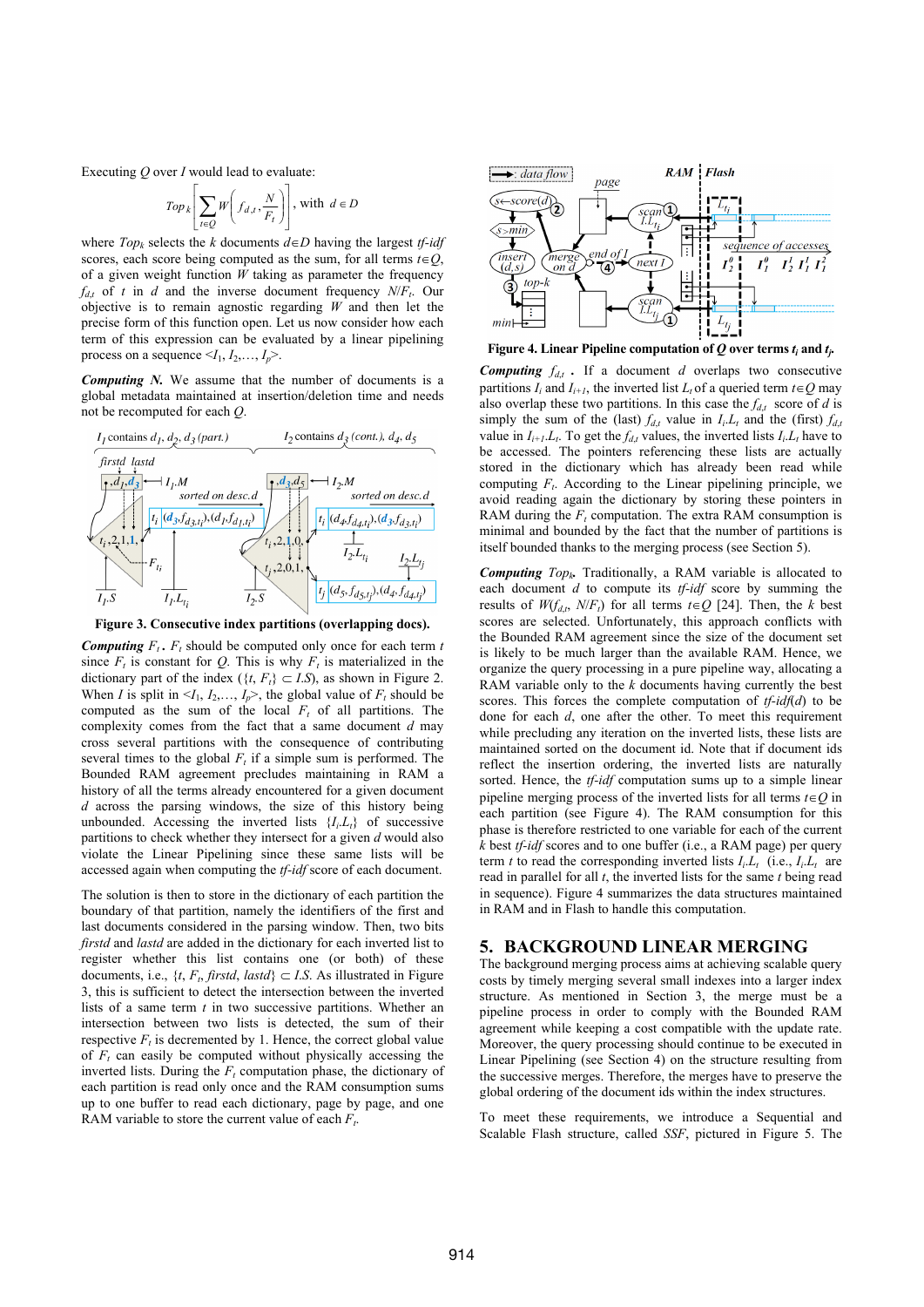Executing $Q$ over $I$ would lead to evaluate:

$$Top_k\left[\sum_{t\in Q} W\left(f_{d,t}, \frac{N}{F_t}\right)\right], \text{ with } d \in D$$

where $Top_k$ selects the $k$ documents $d\in D$ having the largest *tf-idf* scores, each score being computed as the sum, for all terms $t\in Q$, of a given weight function $W$ taking as parameter the frequency $f_{d,t}$ of $t$ in $d$ and the inverse document frequency $N/F_t$. Our objective is to remain agnostic regarding $W$ and then let the precise form of this function open. Let us now consider how each term of this expression can be evaluated by a linear pipelining process on a sequence $<I_1, I_2,…, I_p>$.

***Computing N.*** We assume that the number of documents is a global metadata maintained at insertion/deletion time and needs not be recomputed for each $Q$.

$I_1$ contains $d_1$, $d_2$, $d_3$ (part.)

$I_2$ contains $d_3$ (cont.), $d_4$, $d_5$

firstd lastd

$I_1.M$ sorted on desc.d

$I_2.M$ sorted on desc.d

$t_i$ ($d_3$,$f_{d3,ti}$),($d_1$,$f_{d1,ti}$)

$t_i$ ($d_4$,$f_{d4,ti}$),($d_3$,$f_{d3,ti}$)

$t_i$,2,1,1

$t_i$,2,1,0,

$t_j$,2,0,1,

$F_{ti}$

$I_2.L_{ti}$ $I_2.L_{tj}$

$t_j$ ($d_5$,$f_{d5,tj}$),($d_4$,$f_{d4,tj}$)

$I_1.S$ $I_1.L_{ti}$ $I_2.S$

**Figure 3. Consecutive index partitions (overlapping docs).**

***Computing $F_t$.*** $F_t$ should be computed only once for each term $t$ since $F_t$ is constant for $Q$. This is why $F_t$ is materialized in the dictionary part of the index ($\{t, F_t\} \subset I.S$), as shown in Figure 2. When $I$ is split in $<I_1, I_2,…, I_p>$, the global value of $F_t$ should be computed as the sum of the local $F_t$ of all partitions. The complexity comes from the fact that a same document $d$ may cross several partitions with the consequence of contributing several times to the global $F_t$ if a simple sum is performed. The Bounded RAM agreement precludes maintaining in RAM a history of all the terms already encountered for a given document $d$ across the parsing windows, the size of this history being unbounded. Accessing the inverted lists $\{I_i.L_t\}$ of successive partitions to check whether they intersect for a given $d$ would also violate the Linear Pipelining since these same lists will be accessed again when computing the *tf-idf* score of each document.

The solution is then to store in the dictionary of each partition the boundary of that partition, namely the identifiers of the first and last documents considered in the parsing window. Then, two bits *firstd* and *lastd* are added in the dictionary for each inverted list to register whether this list contains one (or both) of these documents, i.e., $\{t, F_t, firstd, lastd\} \subset I.S$. As illustrated in Figure 3, this is sufficient to detect the intersection between the inverted lists of a same term $t$ in two successive partitions. Whether an intersection between two lists is detected, the sum of their respective $F_t$ is decremented by 1. Hence, the correct global value of $F_t$ can easily be computed without physically accessing the inverted lists. During the $F_t$ computation phase, the dictionary of each partition is read only once and the RAM consumption sums up to one buffer to read each dictionary, page by page, and one RAM variable to store the current value of each $F_t$.

data flow

RAM | Flash

page

s←score(d) 2

scan 1 $I.L_{ti}$

s>min

insert (d,s) 3

merge on d 4

end of I

next I

top-k

scan $I.L_{tj}$ 1

min

$L_{ti}$

sequence of accesses

$I_2^0$ $I_1^0$ $I_2^1$ $I_1^1$ $I_1^2$

$L_{tj}$

**Figure 4. Linear Pipeline computation of $Q$ over terms $t_i$ and $t_j$.**

***Computing $f_{d,t}$.*** If a document $d$ overlaps two consecutive partitions $I_i$ and $I_{i+1}$, the inverted list $L_t$ of a queried term $t\in Q$ may also overlap these two partitions. In this case the $f_{d,t}$ score of $d$ is simply the sum of the (last) $f_{d,t}$ value in $I_i.L_t$ and the (first) $f_{d,t}$ value in $I_{i+1}.L_t$. To get the $f_{d,t}$ values, the inverted lists $I_i.L_t$ have to be accessed. The pointers referencing these lists are actually stored in the dictionary which has already been read while computing $F_t$. According to the Linear pipelining principle, we avoid reading again the dictionary by storing these pointers in RAM during the $F_t$ computation. The extra RAM consumption is minimal and bounded by the fact that the number of partitions is itself bounded thanks to the merging process (see Section 5).

***Computing $Top_k$.*** Traditionally, a RAM variable is allocated to each document $d$ to compute its *tf-idf* score by summing the results of $W(f_{d,t}, N/F_t)$ for all terms $t\in Q$ [24]. Then, the $k$ best scores are selected. Unfortunately, this approach conflicts with the Bounded RAM agreement since the size of the document set is likely to be much larger than the available RAM. Hence, we organize the query processing in a pure pipeline way, allocating a RAM variable only to the $k$ documents having currently the best scores. This forces the complete computation of *tf-idf(d)* to be done for each $d$, one after the other. To meet this requirement while precluding any iteration on the inverted lists, these lists are maintained sorted on the document id. Note that if document ids reflect the insertion ordering, the inverted lists are naturally sorted. Hence, the *tf-idf* computation sums up to a simple linear pipeline merging process of the inverted lists for all terms $t\in Q$ in each partition (see Figure 4). The RAM consumption for this phase is therefore restricted to one variable for each of the current $k$ best *tf-idf* scores and to one buffer (i.e., a RAM page) per query term $t$ to read the corresponding inverted lists $I_i.L_t$ (i.e., $I_i.L_t$ are read in parallel for all $t$, the inverted lists for the same $t$ being read in sequence). Figure 4 summarizes the data structures maintained in RAM and in Flash to handle this computation.

## 5. BACKGROUND LINEAR MERGING

The background merging process aims at achieving scalable query costs by timely merging several small indexes into a larger index structure. As mentioned in Section 3, the merge must be a pipeline process in order to comply with the Bounded RAM agreement while keeping a cost compatible with the update rate. Moreover, the query processing should continue to be executed in Linear Pipelining (see Section 4) on the structure resulting from the successive merges. Therefore, the merges have to preserve the global ordering of the document ids within the index structures.

To meet these requirements, we introduce a Sequential and Scalable Flash structure, called *SSF*, pictured in Figure 5. The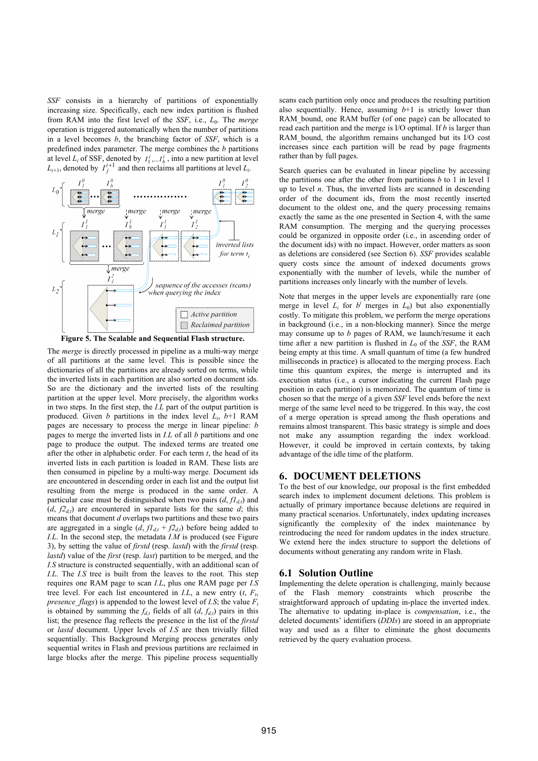*SSF* consists in a hierarchy of partitions of exponentially increasing size. Specifically, each new index partition is flushed from RAM into the first level of the *SSF*, i.e., $L_0$. The *merge* operation is triggered automatically when the number of partitions in a level becomes *b*, the branching factor of *SSF*, which is a predefined index parameter. The merge combines the *b* partitions at level $L_i$ of SSF, denoted by $I_1^i, \ldots I_b^i$, into a new partition at level $L_{i+1}$, denoted by $I_j^{i+1}$ and then reclaims all partitions at level $L_i$.

$L_0$ $I_1^0$ $I_b^0$ $I_1^0$ $I_2^0$
merge merge merge merge
$L_1$ $I_1^1$ $I_b^1$ $I_1^1$ $I_2^1$
inverted lists for term $t_i$
merge
$L_2$ $I_1^2$
sequence of the accesses (scans) when querying the index
Active partition
Reclaimed partition

**Figure 5. The Scalable and Sequential Flash structure.**

The *merge* is directly processed in pipeline as a multi-way merge of all partitions at the same level. This is possible since the dictionaries of all the partitions are already sorted on terms, while the inverted lists in each partition are also sorted on document ids. So are the dictionary and the inverted lists of the resulting partition at the upper level. More precisely, the algorithm works in two steps. In the first step, the *I.L* part of the output partition is produced. Given *b* partitions in the index level $L_i$, *b*+1 RAM pages are necessary to process the merge in linear pipeline: *b* pages to merge the inverted lists in *I.L* of all *b* partitions and one page to produce the output. The indexed terms are treated one after the other in alphabetic order. For each term *t*, the head of its inverted lists in each partition is loaded in RAM. These lists are then consumed in pipeline by a multi-way merge. Document ids are encountered in descending order in each list and the output list resulting from the merge is produced in the same order. A particular case must be distinguished when two pairs ($d$, $f1_{d,t}$) and ($d$, $f2_{d,t}$) are encountered in separate lists for the same *d*; this means that document *d* overlaps two partitions and these two pairs are aggregated in a single ($d$, $f1_{d,t} + f2_{d,t}$) before being added to *I.L*. In the second step, the metadata *I.M* is produced (see Figure 3), by setting the value of *firstd* (resp. *lastd*) with the *firstd* (resp. *lastd*) value of the *first* (resp. *last*) partition to be merged, and the *I.S* structure is constructed sequentially, with an additional scan of *I.L*. The *I.S* tree is built from the leaves to the root. This step requires one RAM page to scan *I.L*, plus one RAM page per *I.S* tree level. For each list encountered in *I.L*, a new entry ($t$, $F_t$, *presence_flags*) is appended to the lowest level of *I.S*; the value $F_t$ is obtained by summing the $f_{d,t}$ fields of all ($d$, $f_{d,t}$) pairs in this list; the presence flag reflects the presence in the list of the *firstd* or *lastd* document. Upper levels of *I.S* are then trivially filled sequentially. This Background Merging process generates only sequential writes in Flash and previous partitions are reclaimed in large blocks after the merge. This pipeline process sequentially scans each partition only once and produces the resulting partition also sequentially. Hence, assuming *b*+1 is strictly lower than RAM_bound, one RAM buffer (of one page) can be allocated to read each partition and the merge is I/O optimal. If *b* is larger than RAM_bound, the algorithm remains unchanged but its I/O cost increases since each partition will be read by page fragments rather than by full pages.

Search queries can be evaluated in linear pipeline by accessing the partitions one after the other from partitions *b* to 1 in level 1 up to level *n*. Thus, the inverted lists are scanned in descending order of the document ids, from the most recently inserted document to the oldest one, and the query processing remains exactly the same as the one presented in Section 4, with the same RAM consumption. The merging and the querying processes could be organized in opposite order (i.e., in ascending order of the document ids) with no impact. However, order matters as soon as deletions are considered (see Section 6). *SSF* provides scalable query costs since the amount of indexed documents grows exponentially with the number of levels, while the number of partitions increases only linearly with the number of levels.

Note that merges in the upper levels are exponentially rare (one merge in level $L_i$ for $b^i$ merges in $L_0$) but also exponentially costly. To mitigate this problem, we perform the merge operations in background (i.e., in a non-blocking manner). Since the merge may consume up to *b* pages of RAM, we launch/resume it each time after a new partition is flushed in $L_0$ of the *SSF*, the RAM being empty at this time. A small quantum of time (a few hundred milliseconds in practice) is allocated to the merging process. Each time this quantum expires, the merge is interrupted and its execution status (i.e., a cursor indicating the current Flash page position in each partition) is memorized. The quantum of time is chosen so that the merge of a given *SSF* level ends before the next merge of the same level need to be triggered. In this way, the cost of a merge operation is spread among the flush operations and remains almost transparent. This basic strategy is simple and does not make any assumption regarding the index workload. However, it could be improved in certain contexts, by taking advantage of the idle time of the platform.

# 6. DOCUMENT DELETIONS

To the best of our knowledge, our proposal is the first embedded search index to implement document deletions. This problem is actually of primary importance because deletions are required in many practical scenarios. Unfortunately, index updating increases significantly the complexity of the index maintenance by reintroducing the need for random updates in the index structure. We extend here the index structure to support the deletions of documents without generating any random write in Flash.

## 6.1 Solution Outline

Implementing the delete operation is challenging, mainly because of the Flash memory constraints which proscribe the straightforward approach of updating in-place the inverted index. The alternative to updating in-place is *compensation*, i.e., the deleted documents' identifiers (*DDIs*) are stored in an appropriate way and used as a filter to eliminate the ghost documents retrieved by the query evaluation process.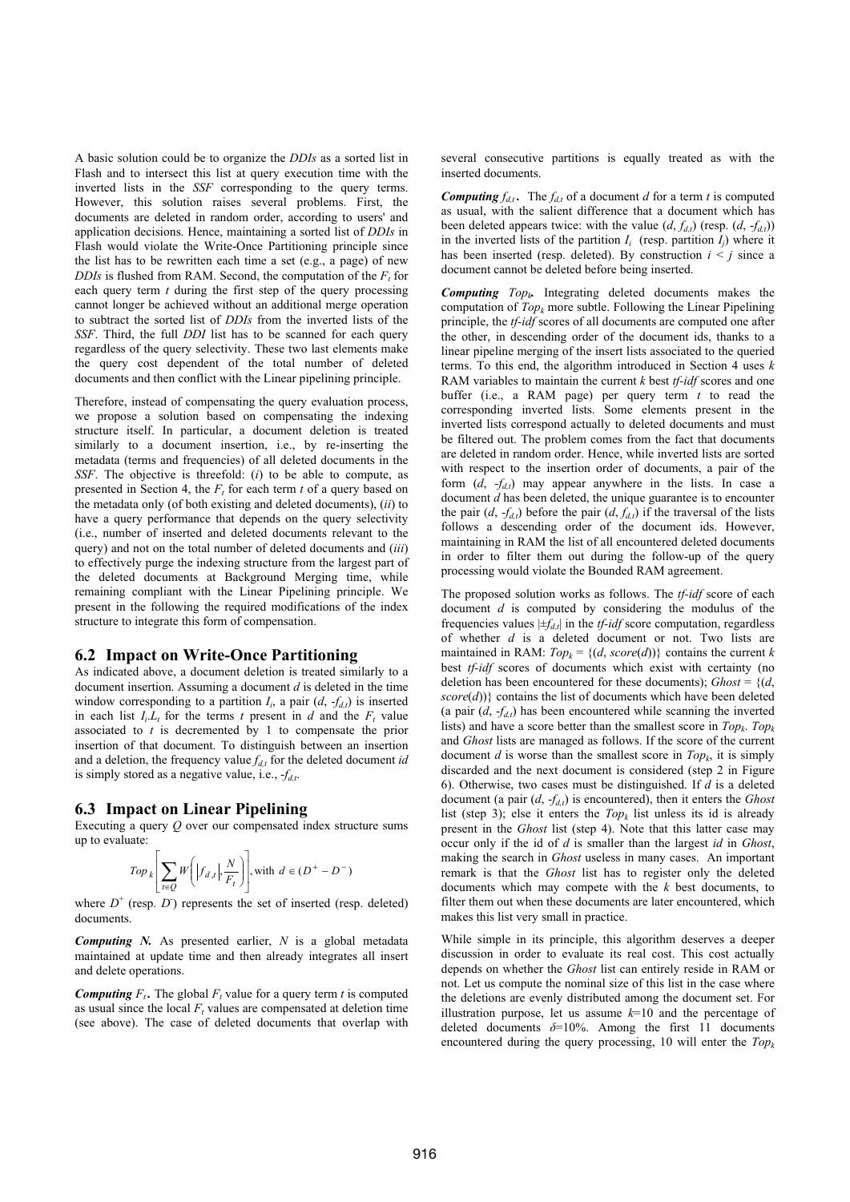A basic solution could be to organize the *DDIs* as a sorted list in Flash and to intersect this list at query execution time with the inverted lists in the *SSF* corresponding to the query terms. However, this solution raises several problems. First, the documents are deleted in random order, according to users' and application decisions. Hence, maintaining a sorted list of *DDIs* in Flash would violate the Write-Once Partitioning principle since the list has to be rewritten each time a set (e.g., a page) of new *DDIs* is flushed from RAM. Second, the computation of the $F_t$ for each query term *t* during the first step of the query processing cannot longer be achieved without an additional merge operation to subtract the sorted list of *DDIs* from the inverted lists of the *SSF*. Third, the full *DDI* list has to be scanned for each query regardless of the query selectivity. These two last elements make the query cost dependent of the total number of deleted documents and then conflict with the Linear pipelining principle.

Therefore, instead of compensating the query evaluation process, we propose a solution based on compensating the indexing structure itself. In particular, a document deletion is treated similarly to a document insertion, i.e., by re-inserting the metadata (terms and frequencies) of all deleted documents in the *SSF*. The objective is threefold: (*i*) to be able to compute, as presented in Section 4, the $F_t$ for each term *t* of a query based on the metadata only (of both existing and deleted documents), (*ii*) to have a query performance that depends on the query selectivity (i.e., number of inserted and deleted documents relevant to the query) and not on the total number of deleted documents and (*iii*) to effectively purge the indexing structure from the largest part of the deleted documents at Background Merging time, while remaining compliant with the Linear Pipelining principle. We present in the following the required modifications of the index structure to integrate this form of compensation.

## 6.2 Impact on Write-Once Partitioning

As indicated above, a document deletion is treated similarly to a document insertion. Assuming a document *d* is deleted in the time window corresponding to a partition $I_i$, a pair ($d$, $-f_{d,t}$) is inserted in each list $I_i.L_t$ for the terms *t* present in *d* and the $F_t$ value associated to *t* is decremented by 1 to compensate the prior insertion of that document. To distinguish between an insertion and a deletion, the frequency value $f_{d,t}$ for the deleted document *id* is simply stored as a negative value, i.e., $-f_{d,t}$.

## 6.3 Impact on Linear Pipelining

Executing a query *Q* over our compensated index structure sums up to evaluate:

$$Top_k\left[\sum_{t \in Q} W\left(\left|f_{d,t}\right|, \frac{N}{F_t}\right)\right], \text{with } d \in (D^+ - D^-)$$

where $D^+$ (resp. $D^-$) represents the set of inserted (resp. deleted) documents.

***Computing N.*** As presented earlier, *N* is a global metadata maintained at update time and then already integrates all insert and delete operations.

***Computing*** $F_t$. The global $F_t$ value for a query term *t* is computed as usual since the local $F_t$ values are compensated at deletion time (see above). The case of deleted documents that overlap with several consecutive partitions is equally treated as with the inserted documents.

***Computing*** $f_{d,t}$. The $f_{d,t}$ of a document *d* for a term *t* is computed as usual, with the salient difference that a document which has been deleted appears twice: with the value ($d$, $f_{d,t}$) (resp. ($d$, $-f_{d,t}$)) in the inverted lists of the partition $I_i$ (resp. partition $I_j$) where it has been inserted (resp. deleted). By construction $i < j$ since a document cannot be deleted before being inserted.

***Computing*** $Top_k$. Integrating deleted documents makes the computation of $Top_k$ more subtle. Following the Linear Pipelining principle, the *tf-idf* scores of all documents are computed one after the other, in descending order of the document ids, thanks to a linear pipeline merging of the insert lists associated to the queried terms. To this end, the algorithm introduced in Section 4 uses *k* RAM variables to maintain the current *k* best *tf-idf* scores and one buffer (i.e., a RAM page) per query term *t* to read the corresponding inverted lists. Some elements present in the inverted lists correspond actually to deleted documents and must be filtered out. The problem comes from the fact that documents are deleted in random order. Hence, while inverted lists are sorted with respect to the insertion order of documents, a pair of the form ($d$, $-f_{d,t}$) may appear anywhere in the lists. In case a document *d* has been deleted, the unique guarantee is to encounter the pair ($d$, $-f_{d,t}$) before the pair ($d$, $f_{d,t}$) if the traversal of the lists follows a descending order of the document ids. However, maintaining in RAM the list of all encountered deleted documents in order to filter them out during the follow-up of the query processing would violate the Bounded RAM agreement.

The proposed solution works as follows. The *tf-idf* score of each document *d* is computed by considering the modulus of the frequencies values $|\pm f_{d,t}|$ in the *tf-idf* score computation, regardless of whether *d* is a deleted document or not. Two lists are maintained in RAM: $Top_k$ = {($d$, *score*($d$))} contains the current *k* best *tf-idf* scores of documents which exist with certainty (no deletion has been encountered for these documents); *Ghost* = {($d$, *score*($d$))} contains the list of documents which have been deleted (a pair ($d$, $-f_{d,t}$) has been encountered while scanning the inverted lists) and have a score better than the smallest score in $Top_k$. $Top_k$ and *Ghost* lists are managed as follows. If the score of the current document *d* is worse than the smallest score in $Top_k$, it is simply discarded and the next document is considered (step 2 in Figure 6). Otherwise, two cases must be distinguished. If *d* is a deleted document (a pair ($d$, $-f_{d,t}$) is encountered), then it enters the *Ghost* list (step 3); else it enters the $Top_k$ list unless its id is already present in the *Ghost* list (step 4). Note that this latter case may occur only if the id of *d* is smaller than the largest *id* in *Ghost*, making the search in *Ghost* useless in many cases. An important remark is that the *Ghost* list has to register only the deleted documents which may compete with the *k* best documents, to filter them out when these documents are later encountered, which makes this list very small in practice.

While simple in its principle, this algorithm deserves a deeper discussion in order to evaluate its real cost. This cost actually depends on whether the *Ghost* list can entirely reside in RAM or not. Let us compute the nominal size of this list in the case where the deletions are evenly distributed among the document set. For illustration purpose, let us assume $k$=10 and the percentage of deleted documents $\delta$=10%. Among the first 11 documents encountered during the query processing, 10 will enter the $Top_k$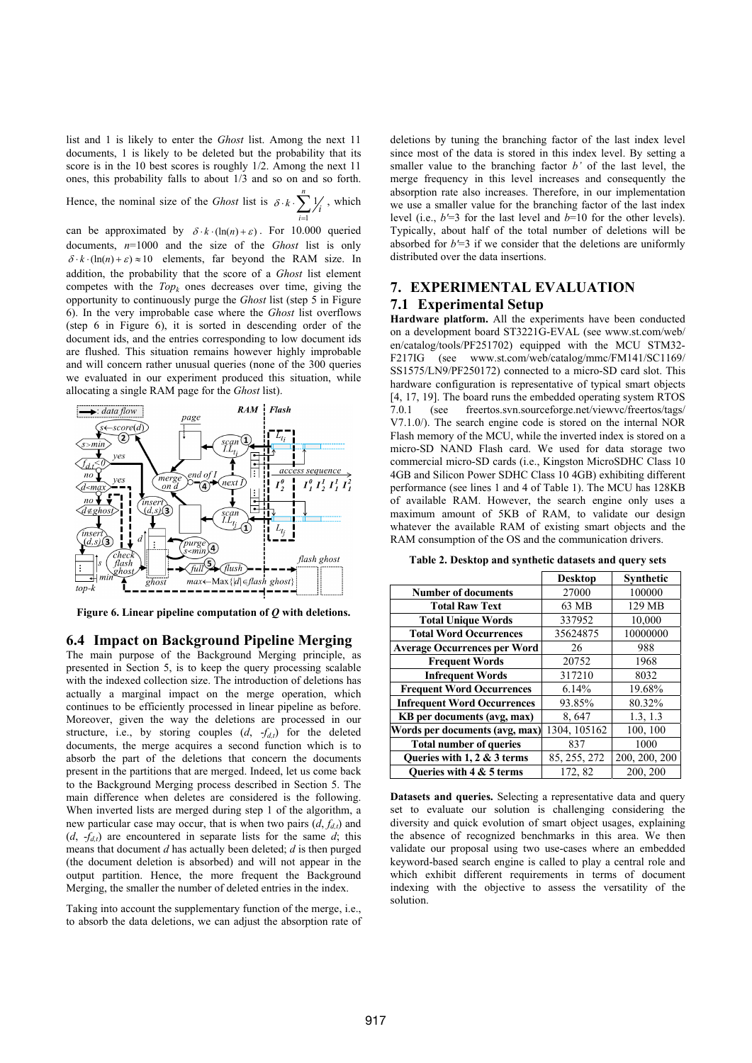list and 1 is likely to enter the *Ghost* list. Among the next 11 documents, 1 is likely to be deleted but the probability that its score is in the 10 best scores is roughly 1/2. Among the next 11 ones, this probability falls to about 1/3 and so on and so forth. Hence, the nominal size of the *Ghost* list is $\delta \cdot k \cdot \sum_{i=1}^{n} 1/i$, which can be approximated by $\delta \cdot k \cdot (\ln(n) + \varepsilon)$. For 10.000 queried documents, $n$=1000 and the size of the *Ghost* list is only $\delta \cdot k \cdot (\ln(n) + \varepsilon) \approx 10$ elements, far beyond the RAM size. In addition, the probability that the score of a *Ghost* list element competes with the $Top_k$ ones decreases over time, giving the opportunity to continuously purge the *Ghost* list (step 5 in Figure 6). In the very improbable case where the *Ghost* list overflows (step 6 in Figure 6), it is sorted in descending order of the document ids, and the entries corresponding to low document ids are flushed. This situation remains however highly improbable and will concern rather unusual queries (none of the 300 queries we evaluated in our experiment produced this situation, while allocating a single RAM page for the *Ghost* list).

**Figure 6. Linear pipeline computation of *Q* with deletions.**

## 6.4 Impact on Background Pipeline Merging

The main purpose of the Background Merging principle, as presented in Section 5, is to keep the query processing scalable with the indexed collection size. The introduction of deletions has actually a marginal impact on the merge operation, which continues to be efficiently processed in linear pipeline as before. Moreover, given the way the deletions are processed in our structure, i.e., by storing couples ($d$, $-f_{d,t}$) for the deleted documents, the merge acquires a second function which is to absorb the part of the deletions that concern the documents present in the partitions that are merged. Indeed, let us come back to the Background Merging process described in Section 5. The main difference when deletes are considered is the following. When inverted lists are merged during step 1 of the algorithm, a new particular case may occur, that is when two pairs ($d$, $f_{d,t}$) and ($d$, $-f_{d,t}$) are encountered in separate lists for the same $d$; this means that document $d$ has actually been deleted; $d$ is then purged (the document deletion is absorbed) and will not appear in the output partition. Hence, the more frequent the Background Merging, the smaller the number of deleted entries in the index.

Taking into account the supplementary function of the merge, i.e., to absorb the data deletions, we can adjust the absorption rate of deletions by tuning the branching factor of the last index level since most of the data is stored in this index level. By setting a smaller value to the branching factor $b'$ of the last level, the merge frequency in this level increases and consequently the absorption rate also increases. Therefore, in our implementation we use a smaller value for the branching factor of the last index level (i.e., $b'$=3 for the last level and $b$=10 for the other levels). Typically, about half of the total number of deletions will be absorbed for $b'$=3 if we consider that the deletions are uniformly distributed over the data insertions.

# 7. EXPERIMENTAL EVALUATION

## 7.1 Experimental Setup

**Hardware platform.** All the experiments have been conducted on a development board ST3221G-EVAL (see www.st.com/web/en/catalog/tools/PF251702) equipped with the MCU STM32-F217IG (see www.st.com/web/catalog/mmc/FM141/SC1169/SS1575/LN9/PF250172) connected to a micro-SD card slot. This hardware configuration is representative of typical smart objects [4, 17, 19]. The board runs the embedded operating system RTOS 7.0.1 (see freertos.svn.sourceforge.net/viewvc/freertos/tags/V7.1.0/). The search engine code is stored on the internal NOR Flash memory of the MCU, while the inverted index is stored on a micro-SD NAND Flash card. We used for data storage two commercial micro-SD cards (i.e., Kingston MicroSDHC Class 10 4GB and Silicon Power SDHC Class 10 4GB) exhibiting different performance (see lines 1 and 4 of Table 1). The MCU has 128KB of available RAM. However, the search engine only uses a maximum amount of 5KB of RAM, to validate our design whatever the available RAM of existing smart objects and the RAM consumption of the OS and the communication drivers.

**Table 2. Desktop and synthetic datasets and query sets**

| | Desktop | Synthetic |
|---|---|---|
| Number of documents | 27000 | 100000 |
| Total Raw Text | 63 MB | 129 MB |
| Total Unique Words | 337952 | 10,000 |
| Total Word Occurrences | 35624875 | 10000000 |
| Average Occurrences per Word | 26 | 988 |
| Frequent Words | 20752 | 1968 |
| Infrequent Words | 317210 | 8032 |
| Frequent Word Occurrences | 6.14% | 19.68% |
| Infrequent Word Occurrences | 93.85% | 80.32% |
| KB per documents (avg, max) | 8, 647 | 1.3, 1.3 |
| Words per documents (avg, max) | 1304, 105162 | 100, 100 |
| Total number of queries | 837 | 1000 |
| Queries with 1, 2 & 3 terms | 85, 255, 272 | 200, 200, 200 |
| Queries with 4 & 5 terms | 172, 82 | 200, 200 |

**Datasets and queries.** Selecting a representative data and query set to evaluate our solution is challenging considering the diversity and quick evolution of smart object usages, explaining the absence of recognized benchmarks in this area. We then validate our proposal using two use-cases where an embedded keyword-based search engine is called to play a central role and which exhibit different requirements in terms of document indexing with the objective to assess the versatility of the solution.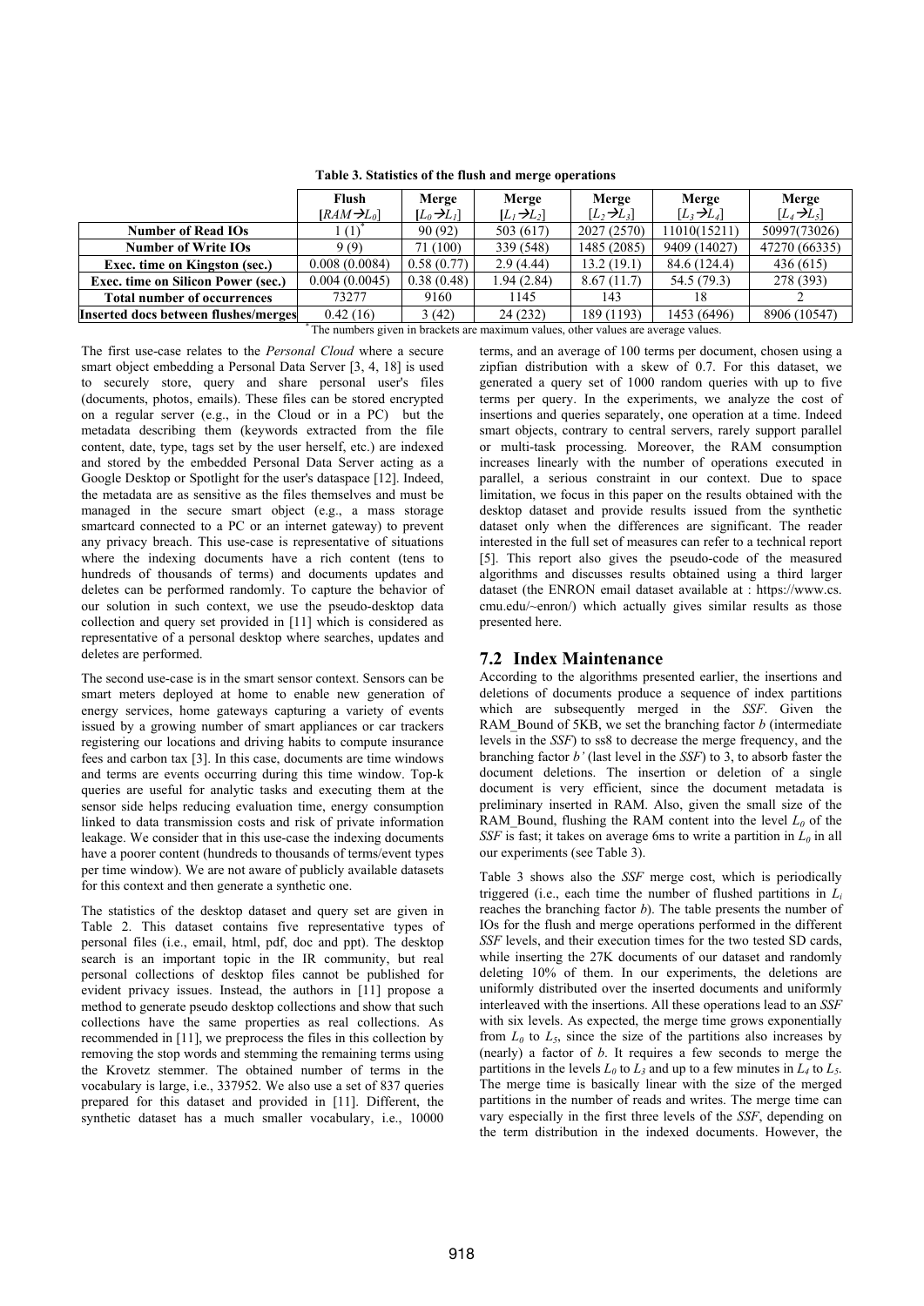**Table 3. Statistics of the flush and merge operations**

| | Flush [$RAM \rightarrow L_0$] | Merge [$L_0 \rightarrow L_1$] | Merge [$L_1 \rightarrow L_2$] | Merge [$L_2 \rightarrow L_3$] | Merge [$L_3 \rightarrow L_4$] | Merge [$L_4 \rightarrow L_5$] |
|---|---|---|---|---|---|---|
| **Number of Read IOs** | 1 (1)* | 90 (92) | 503 (617) | 2027 (2570) | 11010(15211) | 50997(73026) |
| **Number of Write IOs** | 9 (9) | 71 (100) | 339 (548) | 1485 (2085) | 9409 (14027) | 47270 (66335) |
| **Exec. time on Kingston (sec.)** | 0.008 (0.0084) | 0.58 (0.77) | 2.9 (4.44) | 13.2 (19.1) | 84.6 (124.4) | 436 (615) |
| **Exec. time on Silicon Power (sec.)** | 0.004 (0.0045) | 0.38 (0.48) | 1.94 (2.84) | 8.67 (11.7) | 54.5 (79.3) | 278 (393) |
| **Total number of occurrences** | 73277 | 9160 | 1145 | 143 | 18 | 2 |
| **Inserted docs between flushes/merges** | 0.42 (16) | 3 (42) | 24 (232) | 189 (1193) | 1453 (6496) | 8906 (10547) |

* The numbers given in brackets are maximum values, other values are average values.

The first use-case relates to the *Personal Cloud* where a secure smart object embedding a Personal Data Server [3, 4, 18] is used to securely store, query and share personal user's files (documents, photos, emails). These files can be stored encrypted on a regular server (e.g., in the Cloud or in a PC) but the metadata describing them (keywords extracted from the file content, date, type, tags set by the user herself, etc.) are indexed and stored by the embedded Personal Data Server acting as a Google Desktop or Spotlight for the user's dataspace [12]. Indeed, the metadata are as sensitive as the files themselves and must be managed in the secure smart object (e.g., a mass storage smartcard connected to a PC or an internet gateway) to prevent any privacy breach. This use-case is representative of situations where the indexing documents have a rich content (tens to hundreds of thousands of terms) and documents updates and deletes can be performed randomly. To capture the behavior of our solution in such context, we use the pseudo-desktop data collection and query set provided in [11] which is considered as representative of a personal desktop where searches, updates and deletes are performed.

The second use-case is in the smart sensor context. Sensors can be smart meters deployed at home to enable new generation of energy services, home gateways capturing a variety of events issued by a growing number of smart appliances or car trackers registering our locations and driving habits to compute insurance fees and carbon tax [3]. In this case, documents are time windows and terms are events occurring during this time window. Top-k queries are useful for analytic tasks and executing them at the sensor side helps reducing evaluation time, energy consumption linked to data transmission costs and risk of private information leakage. We consider that in this use-case the indexing documents have a poorer content (hundreds to thousands of terms/event types per time window). We are not aware of publicly available datasets for this context and then generate a synthetic one.

The statistics of the desktop dataset and query set are given in Table 2. This dataset contains five representative types of personal files (i.e., email, html, pdf, doc and ppt). The desktop search is an important topic in the IR community, but real personal collections of desktop files cannot be published for evident privacy issues. Instead, the authors in [11] propose a method to generate pseudo desktop collections and show that such collections have the same properties as real collections. As recommended in [11], we preprocess the files in this collection by removing the stop words and stemming the remaining terms using the Krovetz stemmer. The obtained number of terms in the vocabulary is large, i.e., 337952. We also use a set of 837 queries prepared for this dataset and provided in [11]. Different, the synthetic dataset has a much smaller vocabulary, i.e., 10000 terms, and an average of 100 terms per document, chosen using a zipfian distribution with a skew of 0.7. For this dataset, we generated a query set of 1000 random queries with up to five terms per query. In the experiments, we analyze the cost of insertions and queries separately, one operation at a time. Indeed smart objects, contrary to central servers, rarely support parallel or multi-task processing. Moreover, the RAM consumption increases linearly with the number of operations executed in parallel, a serious constraint in our context. Due to space limitation, we focus in this paper on the results obtained with the desktop dataset and provide results issued from the synthetic dataset only when the differences are significant. The reader interested in the full set of measures can refer to a technical report [5]. This report also gives the pseudo-code of the measured algorithms and discusses results obtained using a third larger dataset (the ENRON email dataset available at : https://www.cs.cmu.edu/~enron/) which actually gives similar results as those presented here.

## 7.2 Index Maintenance

According to the algorithms presented earlier, the insertions and deletions of documents produce a sequence of index partitions which are subsequently merged in the *SSF*. Given the RAM_Bound of 5KB, we set the branching factor *b* (intermediate levels in the *SSF*) to ss8 to decrease the merge frequency, and the branching factor *b'* (last level in the *SSF*) to 3, to absorb faster the document deletions. The insertion or deletion of a single document is very efficient, since the document metadata is preliminary inserted in RAM. Also, given the small size of the RAM_Bound, flushing the RAM content into the level $L_0$ of the *SSF* is fast; it takes on average 6ms to write a partition in $L_0$ in all our experiments (see Table 3).

Table 3 shows also the *SSF* merge cost, which is periodically triggered (i.e., each time the number of flushed partitions in $L_i$ reaches the branching factor *b*). The table presents the number of IOs for the flush and merge operations performed in the different *SSF* levels, and their execution times for the two tested SD cards, while inserting the 27K documents of our dataset and randomly deleting 10% of them. In our experiments, the deletions are uniformly distributed over the inserted documents and uniformly interleaved with the insertions. All these operations lead to an *SSF* with six levels. As expected, the merge time grows exponentially from $L_0$ to $L_5$, since the size of the partitions also increases by (nearly) a factor of *b*. It requires a few seconds to merge the partitions in the levels $L_0$ to $L_3$ and up to a few minutes in $L_4$ to $L_5$. The merge time is basically linear with the size of the merged partitions in the number of reads and writes. The merge time can vary especially in the first three levels of the *SSF*, depending on the term distribution in the indexed documents. However, the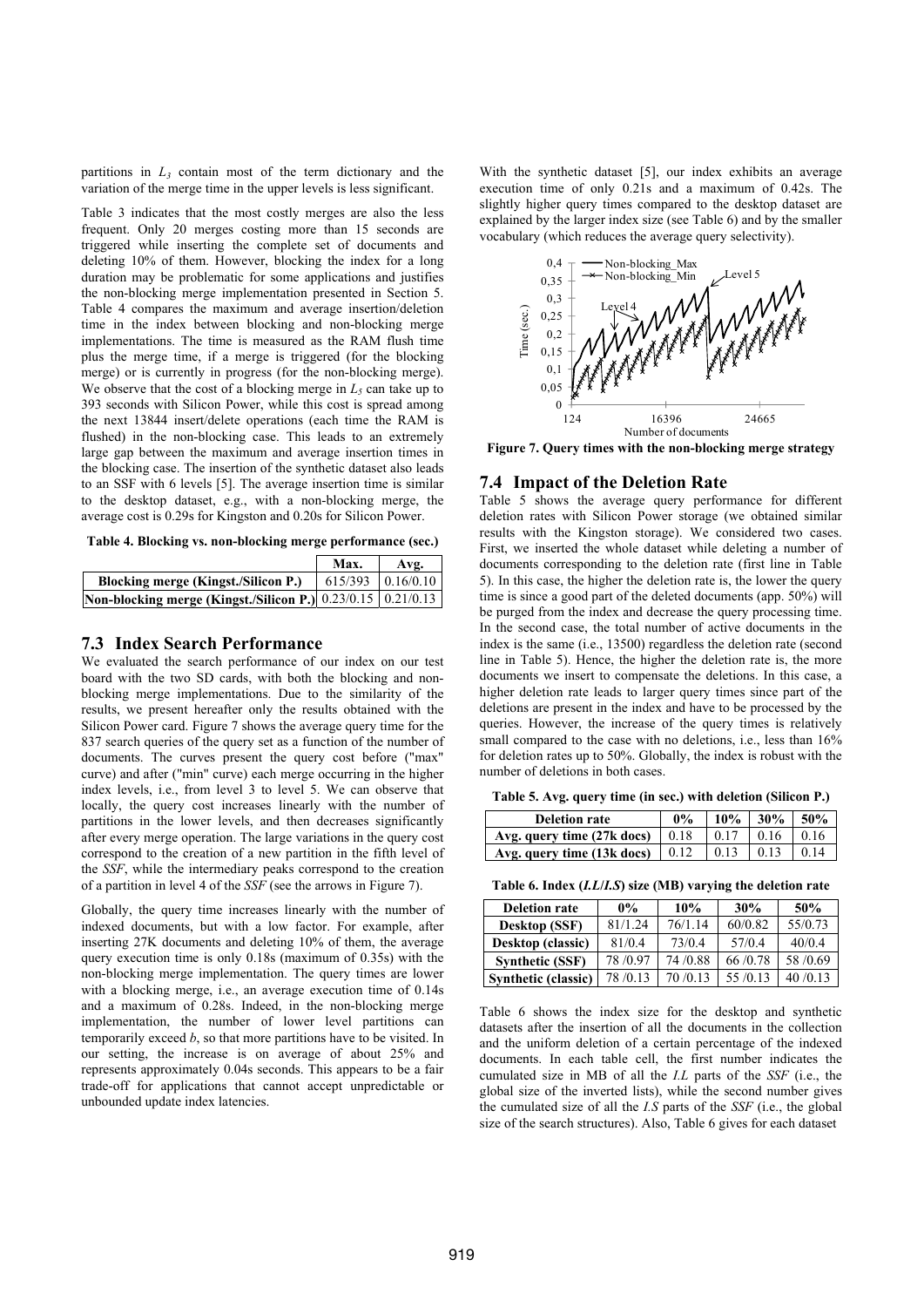partitions in $L_3$ contain most of the term dictionary and the variation of the merge time in the upper levels is less significant.

Table 3 indicates that the most costly merges are also the less frequent. Only 20 merges costing more than 15 seconds are triggered while inserting the complete set of documents and deleting 10% of them. However, blocking the index for a long duration may be problematic for some applications and justifies the non-blocking merge implementation presented in Section 5. Table 4 compares the maximum and average insertion/deletion time in the index between blocking and non-blocking merge implementations. The time is measured as the RAM flush time plus the merge time, if a merge is triggered (for the blocking merge) or is currently in progress (for the non-blocking merge). We observe that the cost of a blocking merge in $L_5$ can take up to 393 seconds with Silicon Power, while this cost is spread among the next 13844 insert/delete operations (each time the RAM is flushed) in the non-blocking case. This leads to an extremely large gap between the maximum and average insertion times in the blocking case. The insertion of the synthetic dataset also leads to an SSF with 6 levels [5]. The average insertion time is similar to the desktop dataset, e.g., with a non-blocking merge, the average cost is 0.29s for Kingston and 0.20s for Silicon Power.

**Table 4. Blocking vs. non-blocking merge performance (sec.)**

| | Max. | Avg. |
|---|---|---|
| **Blocking merge (Kingst./Silicon P.)** | 615/393 | 0.16/0.10 |
| **Non-blocking merge (Kingst./Silicon P.)** | 0.23/0.15 | 0.21/0.13 |

## 7.3 Index Search Performance

We evaluated the search performance of our index on our test board with the two SD cards, with both the blocking and non-blocking merge implementations. Due to the similarity of the results, we present hereafter only the results obtained with the Silicon Power card. Figure 7 shows the average query time for the 837 search queries of the query set as a function of the number of documents. The curves present the query cost before ("max" curve) and after ("min" curve) each merge occurring in the higher index levels, i.e., from level 3 to level 5. We can observe that locally, the query cost increases linearly with the number of partitions in the lower levels, and then decreases significantly after every merge operation. The large variations in the query cost correspond to the creation of a new partition in the fifth level of the *SSF*, while the intermediary peaks correspond to the creation of a partition in level 4 of the *SSF* (see the arrows in Figure 7).

Globally, the query time increases linearly with the number of indexed documents, but with a low factor. For example, after inserting 27K documents and deleting 10% of them, the average query execution time is only 0.18s (maximum of 0.35s) with the non-blocking merge implementation. The query times are lower with a blocking merge, i.e., an average execution time of 0.14s and a maximum of 0.28s. Indeed, in the non-blocking merge implementation, the number of lower level partitions can temporarily exceed *b*, so that more partitions have to be visited. In our setting, the increase is on average of about 25% and represents approximately 0.04s seconds. This appears to be a fair trade-off for applications that cannot accept unpredictable or unbounded update index latencies.

With the synthetic dataset [5], our index exhibits an average execution time of only 0.21s and a maximum of 0.42s. The slightly higher query times compared to the desktop dataset are explained by the larger index size (see Table 6) and by the smaller vocabulary (which reduces the average query selectivity).

**Figure 7. Query times with the non-blocking merge strategy**

## 7.4 Impact of the Deletion Rate

Table 5 shows the average query performance for different deletion rates with Silicon Power storage (we obtained similar results with the Kingston storage). We considered two cases. First, we inserted the whole dataset while deleting a number of documents corresponding to the deletion rate (first line in Table 5). In this case, the higher the deletion rate is, the lower the query time is since a good part of the deleted documents (app. 50%) will be purged from the index and decrease the query processing time. In the second case, the total number of active documents in the index is the same (i.e., 13500) regardless the deletion rate (second line in Table 5). Hence, the higher the deletion rate is, the more documents we insert to compensate the deletions. In this case, a higher deletion rate leads to larger query times since part of the deletions are present in the index and have to be processed by the queries. However, the increase of the query times is relatively small compared to the case with no deletions, i.e., less than 16% for deletion rates up to 50%. Globally, the index is robust with the number of deletions in both cases.

**Table 5. Avg. query time (in sec.) with deletion (Silicon P.)**

| Deletion rate | 0% | 10% | 30% | 50% |
|---|---|---|---|---|
| **Avg. query time (27k docs)** | 0.18 | 0.17 | 0.16 | 0.16 |
| **Avg. query time (13k docs)** | 0.12 | 0.13 | 0.13 | 0.14 |

**Table 6. Index (*I.L*/*I.S*) size (MB) varying the deletion rate**

| Deletion rate | 0% | 10% | 30% | 50% |
|---|---|---|---|---|
| **Desktop (SSF)** | 81/1.24 | 76/1.14 | 60/0.82 | 55/0.73 |
| **Desktop (classic)** | 81/0.4 | 73/0.4 | 57/0.4 | 40/0.4 |
| **Synthetic (SSF)** | 78 /0.97 | 74 /0.88 | 66 /0.78 | 58 /0.69 |
| **Synthetic (classic)** | 78 /0.13 | 70 /0.13 | 55 /0.13 | 40 /0.13 |

Table 6 shows the index size for the desktop and synthetic datasets after the insertion of all the documents in the collection and the uniform deletion of a certain percentage of the indexed documents. In each table cell, the first number indicates the cumulated size in MB of all the *I.L* parts of the *SSF* (i.e., the global size of the inverted lists), while the second number gives the cumulated size of all the *I.S* parts of the *SSF* (i.e., the global size of the search structures). Also, Table 6 gives for each dataset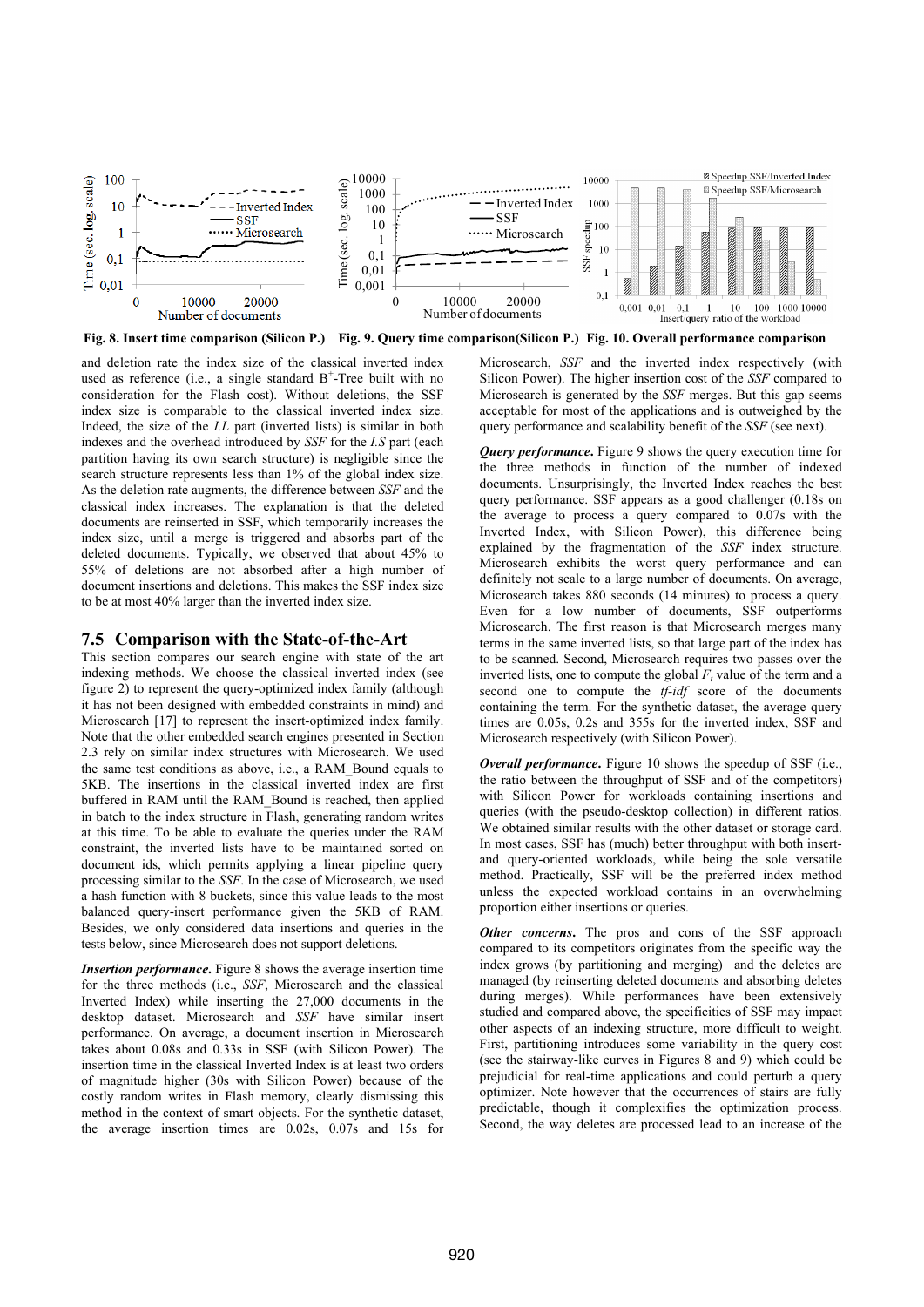Time (sec. log. scale)
100
10
1
0,1
0,01
0 10000 20000
Number of documents
Inverted Index
SSF
Microsearch

Time (sec. log. scale)
10000
1000
100
10
1
0,1
0,01
0,001
0 10000 20000
Number of documents
Inverted Index
SSF
Microsearch

SSF speedup
10000
1000
100
10
1
0,1
0,001 0,01 0,1 1 10 100 1000 10000
Insert/query ratio of the workload
Speedup SSF/Inverted Index
Speedup SSF/Microsearch

**Fig. 8. Insert time comparison (Silicon P.)** **Fig. 9. Query time comparison(Silicon P.)** **Fig. 10. Overall performance comparison**

and deletion rate the index size of the classical inverted index used as reference (i.e., a single standard $B^+$-Tree built with no consideration for the Flash cost). Without deletions, the SSF index size is comparable to the classical inverted index size. Indeed, the size of the *I.L* part (inverted lists) is similar in both indexes and the overhead introduced by *SSF* for the *I.S* part (each partition having its own search structure) is negligible since the search structure represents less than 1% of the global index size. As the deletion rate augments, the difference between *SSF* and the classical index increases. The explanation is that the deleted documents are reinserted in SSF, which temporarily increases the index size, until a merge is triggered and absorbs part of the deleted documents. Typically, we observed that about 45% to 55% of deletions are not absorbed after a high number of document insertions and deletions. This makes the SSF index size to be at most 40% larger than the inverted index size.

## 7.5 Comparison with the State-of-the-Art

This section compares our search engine with state of the art indexing methods. We choose the classical inverted index (see figure 2) to represent the query-optimized index family (although it has not been designed with embedded constraints in mind) and Microsearch [17] to represent the insert-optimized index family. Note that the other embedded search engines presented in Section 2.3 rely on similar index structures with Microsearch. We used the same test conditions as above, i.e., a RAM_Bound equals to 5KB. The insertions in the classical inverted index are first buffered in RAM until the RAM_Bound is reached, then applied in batch to the index structure in Flash, generating random writes at this time. To be able to evaluate the queries under the RAM constraint, the inverted lists have to be maintained sorted on document ids, which permits applying a linear pipeline query processing similar to the *SSF*. In the case of Microsearch, we used a hash function with 8 buckets, since this value leads to the most balanced query-insert performance given the 5KB of RAM. Besides, we only considered data insertions and queries in the tests below, since Microsearch does not support deletions.

***Insertion performance***. Figure 8 shows the average insertion time for the three methods (i.e., *SSF*, Microsearch and the classical Inverted Index) while inserting the 27,000 documents in the desktop dataset. Microsearch and *SSF* have similar insert performance. On average, a document insertion in Microsearch takes about 0.08s and 0.33s in SSF (with Silicon Power). The insertion time in the classical Inverted Index is at least two orders of magnitude higher (30s with Silicon Power) because of the costly random writes in Flash memory, clearly dismissing this method in the context of smart objects. For the synthetic dataset, the average insertion times are 0.02s, 0.07s and 15s for Microsearch, *SSF* and the inverted index respectively (with Silicon Power). The higher insertion cost of the *SSF* compared to Microsearch is generated by the *SSF* merges. But this gap seems acceptable for most of the applications and is outweighed by the query performance and scalability benefit of the *SSF* (see next).

***Query performance***. Figure 9 shows the query execution time for the three methods in function of the number of indexed documents. Unsurprisingly, the Inverted Index reaches the best query performance. SSF appears as a good challenger (0.18s on the average to process a query compared to 0.07s with the Inverted Index, with Silicon Power), this difference being explained by the fragmentation of the *SSF* index structure. Microsearch exhibits the worst query performance and can definitely not scale to a large number of documents. On average, Microsearch takes 880 seconds (14 minutes) to process a query. Even for a low number of documents, SSF outperforms Microsearch. The first reason is that Microsearch merges many terms in the same inverted lists, so that large part of the index has to be scanned. Second, Microsearch requires two passes over the inverted lists, one to compute the global $F_t$ value of the term and a second one to compute the *tf-idf* score of the documents containing the term. For the synthetic dataset, the average query times are 0.05s, 0.2s and 355s for the inverted index, SSF and Microsearch respectively (with Silicon Power).

***Overall performance***. Figure 10 shows the speedup of SSF (i.e., the ratio between the throughput of SSF and of the competitors) with Silicon Power for workloads containing insertions and queries (with the pseudo-desktop collection) in different ratios. We obtained similar results with the other dataset or storage card. In most cases, SSF has (much) better throughput with both insert- and query-oriented workloads, while being the sole versatile method. Practically, SSF will be the preferred index method unless the expected workload contains in an overwhelming proportion either insertions or queries.

***Other concerns***. The pros and cons of the SSF approach compared to its competitors originates from the specific way the index grows (by partitioning and merging) and the deletes are managed (by reinserting deleted documents and absorbing deletes during merges). While performances have been extensively studied and compared above, the specificities of SSF may impact other aspects of an indexing structure, more difficult to weight. First, partitioning introduces some variability in the query cost (see the stairway-like curves in Figures 8 and 9) which could be prejudicial for real-time applications and could perturb a query optimizer. Note however that the occurrences of stairs are fully predictable, though it complexifies the optimization process. Second, the way deletes are processed lead to an increase of the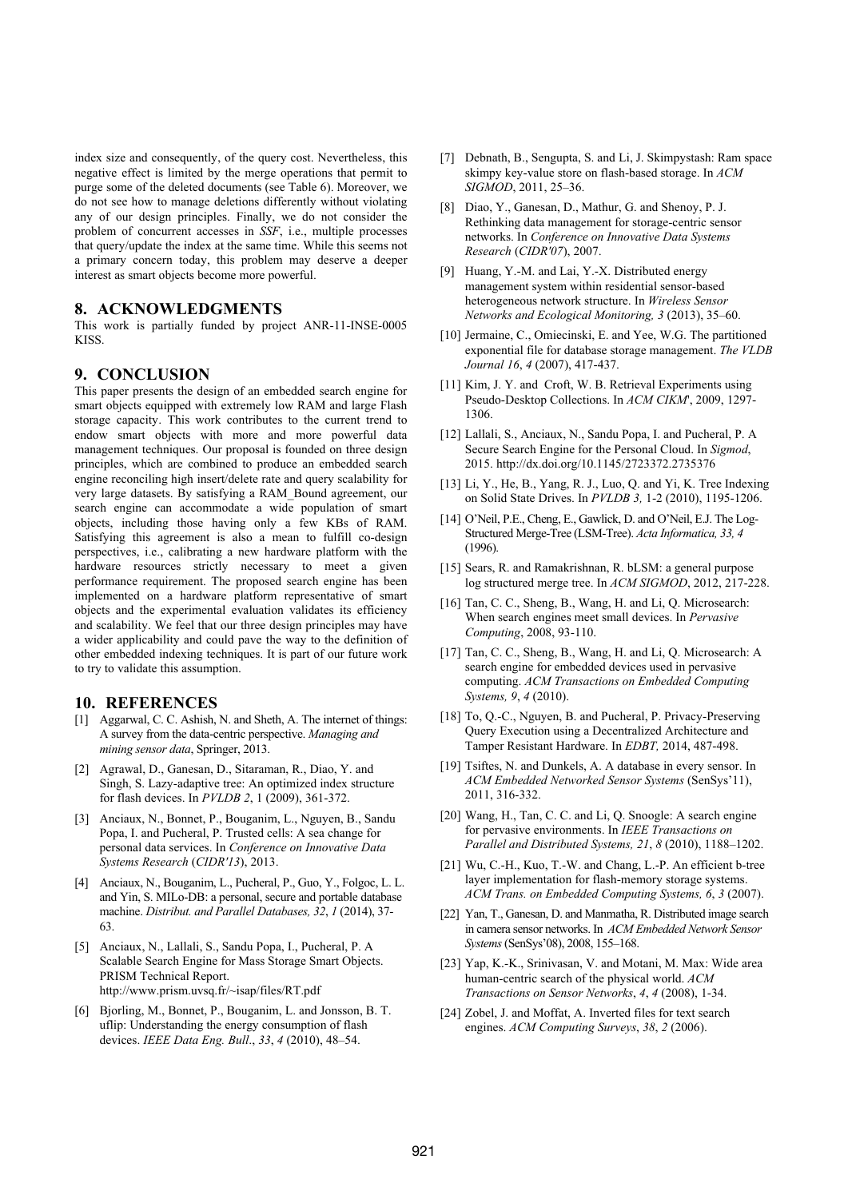index size and consequently, of the query cost. Nevertheless, this negative effect is limited by the merge operations that permit to purge some of the deleted documents (see Table 6). Moreover, we do not see how to manage deletions differently without violating any of our design principles. Finally, we do not consider the problem of concurrent accesses in *SSF*, i.e., multiple processes that query/update the index at the same time. While this seems not a primary concern today, this problem may deserve a deeper interest as smart objects become more powerful.

## 8. ACKNOWLEDGMENTS

This work is partially funded by project ANR-11-INSE-0005 KISS.

## 9. CONCLUSION

This paper presents the design of an embedded search engine for smart objects equipped with extremely low RAM and large Flash storage capacity. This work contributes to the current trend to endow smart objects with more and more powerful data management techniques. Our proposal is founded on three design principles, which are combined to produce an embedded search engine reconciling high insert/delete rate and query scalability for very large datasets. By satisfying a RAM_Bound agreement, our search engine can accommodate a wide population of smart objects, including those having only a few KBs of RAM. Satisfying this agreement is also a mean to fulfill co-design perspectives, i.e., calibrating a new hardware platform with the hardware resources strictly necessary to meet a given performance requirement. The proposed search engine has been implemented on a hardware platform representative of smart objects and the experimental evaluation validates its efficiency and scalability. We feel that our three design principles may have a wider applicability and could pave the way to the definition of other embedded indexing techniques. It is part of our future work to try to validate this assumption.

## 10. REFERENCES

[1] Aggarwal, C. C. Ashish, N. and Sheth, A. The internet of things: A survey from the data-centric perspective. *Managing and mining sensor data*, Springer, 2013.

[2] Agrawal, D., Ganesan, D., Sitaraman, R., Diao, Y. and Singh, S. Lazy-adaptive tree: An optimized index structure for flash devices. In *PVLDB 2*, 1 (2009), 361-372.

[3] Anciaux, N., Bonnet, P., Bouganim, L., Nguyen, B., Sandu Popa, I. and Pucheral, P. Trusted cells: A sea change for personal data services. In *Conference on Innovative Data Systems Research* (*CIDR'13*), 2013.

[4] Anciaux, N., Bouganim, L., Pucheral, P., Guo, Y., Folgoc, L. L. and Yin, S. MILo-DB: a personal, secure and portable database machine. *Distribut. and Parallel Databases, 32*, *1* (2014), 37-63.

[5] Anciaux, N., Lallali, S., Sandu Popa, I., Pucheral, P. A Scalable Search Engine for Mass Storage Smart Objects. PRISM Technical Report. http://www.prism.uvsq.fr/~isap/files/RT.pdf

[6] Bjorling, M., Bonnet, P., Bouganim, L. and Jonsson, B. T. uflip: Understanding the energy consumption of flash devices. *IEEE Data Eng. Bull*., *33*, *4* (2010), 48–54.

[7] Debnath, B., Sengupta, S. and Li, J. Skimpystash: Ram space skimpy key-value store on flash-based storage. In *ACM SIGMOD*, 2011, 25–36.

[8] Diao, Y., Ganesan, D., Mathur, G. and Shenoy, P. J. Rethinking data management for storage-centric sensor networks. In *Conference on Innovative Data Systems Research* (*CIDR'07*), 2007.

[9] Huang, Y.-M. and Lai, Y.-X. Distributed energy management system within residential sensor-based heterogeneous network structure. In *Wireless Sensor Networks and Ecological Monitoring, 3* (2013), 35–60.

[10] Jermaine, C., Omiecinski, E. and Yee, W.G. The partitioned exponential file for database storage management. *The VLDB Journal 16*, *4* (2007), 417-437.

[11] Kim, J. Y. and Croft, W. B. Retrieval Experiments using Pseudo-Desktop Collections. In *ACM CIKM*', 2009, 1297-1306.

[12] Lallali, S., Anciaux, N., Sandu Popa, I. and Pucheral, P. A Secure Search Engine for the Personal Cloud. In *Sigmod*, 2015. http://dx.doi.org/10.1145/2723372.2735376

[13] Li, Y., He, B., Yang, R. J., Luo, Q. and Yi, K. Tree Indexing on Solid State Drives. In *PVLDB 3,* 1-2 (2010), 1195-1206.

[14] O'Neil, P.E., Cheng, E., Gawlick, D. and O'Neil, E.J. The Log-Structured Merge-Tree (LSM-Tree). *Acta Informatica, 33, 4* (1996).

[15] Sears, R. and Ramakrishnan, R. bLSM: a general purpose log structured merge tree. In *ACM SIGMOD*, 2012, 217-228.

[16] Tan, C. C., Sheng, B., Wang, H. and Li, Q. Microsearch: When search engines meet small devices. In *Pervasive Computing*, 2008, 93-110.

[17] Tan, C. C., Sheng, B., Wang, H. and Li, Q. Microsearch: A search engine for embedded devices used in pervasive computing. *ACM Transactions on Embedded Computing Systems, 9*, *4* (2010).

[18] To, Q.-C., Nguyen, B. and Pucheral, P. Privacy-Preserving Query Execution using a Decentralized Architecture and Tamper Resistant Hardware. In *EDBT,* 2014, 487-498.

[19] Tsiftes, N. and Dunkels, A. A database in every sensor. In *ACM Embedded Networked Sensor Systems* (SenSys'11), 2011, 316-332.

[20] Wang, H., Tan, C. C. and Li, Q. Snoogle: A search engine for pervasive environments. In *IEEE Transactions on Parallel and Distributed Systems, 21*, *8* (2010), 1188–1202.

[21] Wu, C.-H., Kuo, T.-W. and Chang, L.-P. An efficient b-tree layer implementation for flash-memory storage systems. *ACM Trans. on Embedded Computing Systems, 6*, *3* (2007).

[22] Yan, T., Ganesan, D. and Manmatha, R. Distributed image search in camera sensor networks. In *ACM Embedded Network Sensor Systems* (SenSys'08), 2008, 155–168.

[23] Yap, K.-K., Srinivasan, V. and Motani, M. Max: Wide area human-centric search of the physical world. *ACM Transactions on Sensor Networks*, *4*, *4* (2008), 1-34.

[24] Zobel, J. and Moffat, A. Inverted files for text search engines. *ACM Computing Surveys*, *38*, *2* (2006).